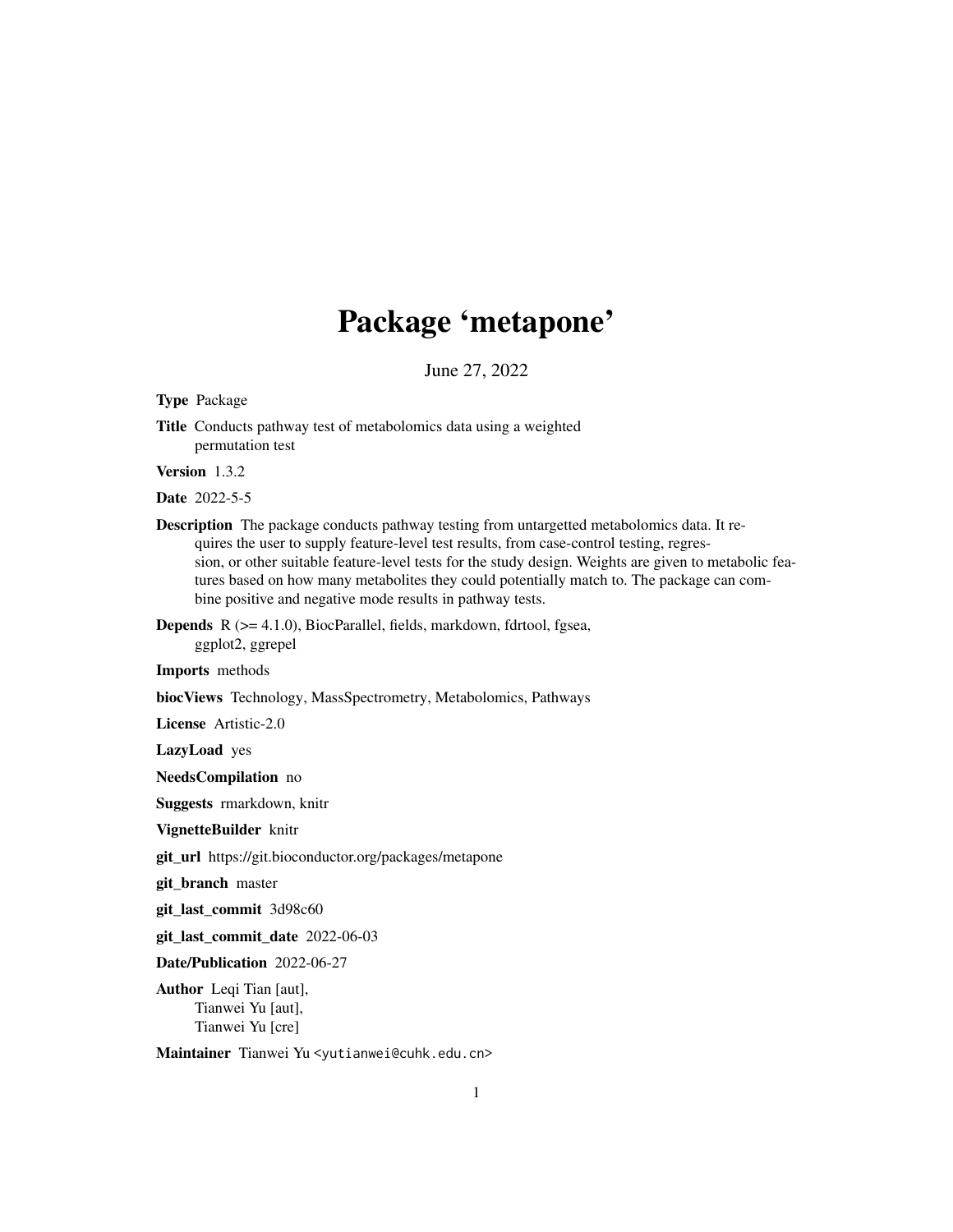# Package 'metapone'

June 27, 2022

**Type** Package

**Title** Conducts pathway test of metabolomics data using a weighted permutation test

**Version** 1.3.2

**Date** 2022-5-5

**Description** The package conducts pathway testing from untargetted metabolomics data. It requires the user to supply feature-level test results, from case-control testing, regression, or other suitable feature-level tests for the study design. Weights are given to metabolic features based on how many metabolites they could potentially match to. The package can combine positive and negative mode results in pathway tests.

**Depends** R (>= 4.1.0), BiocParallel, fields, markdown, fdrtool, fgsea, ggplot2, ggrepel

**Imports** methods

**biocViews** Technology, MassSpectrometry, Metabolomics, Pathways

**License** Artistic-2.0

**LazyLoad** yes

**NeedsCompilation** no

**Suggests** rmarkdown, knitr

**VignetteBuilder** knitr

**git_url** https://git.bioconductor.org/packages/metapone

**git_branch** master

**git_last_commit** 3d98c60

**git_last_commit_date** 2022-06-03

**Date/Publication** 2022-06-27

**Author** Leqi Tian [aut],
Tianwei Yu [aut],
Tianwei Yu [cre]

**Maintainer** Tianwei Yu <yutianwei@cuhk.edu.cn>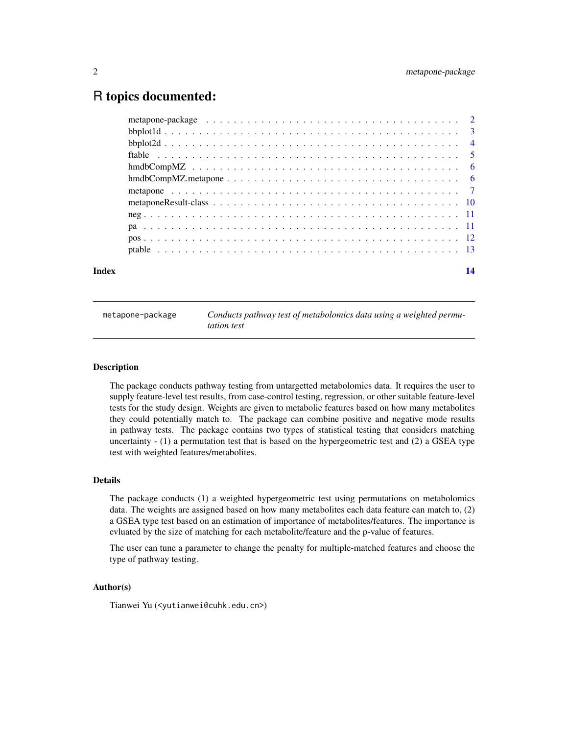# R topics documented:

| | |
|---|---|
| metapone-package | 2 |
| bbplot1d | 3 |
| bbplot2d | 4 |
| ftable | 5 |
| hmdbCompMZ | 6 |
| hmdbCompMZ.metapone | 6 |
| metapone | 7 |
| metaponeResult-class | 10 |
| neg | 11 |
| pa | 11 |
| pos | 12 |
| ptable | 13 |

**Index** **14**

---

`metapone-package` *Conducts pathway test of metabolomics data using a weighted permutation test*

---

### Description

The package conducts pathway testing from untargetted metabolomics data. It requires the user to supply feature-level test results, from case-control testing, regression, or other suitable feature-level tests for the study design. Weights are given to metabolic features based on how many metabolites they could potentially match to. The package can combine positive and negative mode results in pathway tests. The package contains two types of statistical testing that considers matching uncertainty - (1) a permutation test that is based on the hypergeometric test and (2) a GSEA type test with weighted features/metabolites.

### Details

The package conducts (1) a weighted hypergeometric test using permutations on metabolomics data. The weights are assigned based on how many metabolites each data feature can match to, (2) a GSEA type test based on an estimation of importance of metabolites/features. The importance is evluated by the size of matching for each metabolite/feature and the p-value of features.

The user can tune a parameter to change the penalty for multiple-matched features and choose the type of pathway testing.

### Author(s)

Tianwei Yu (<yutianwei@cuhk.edu.cn>)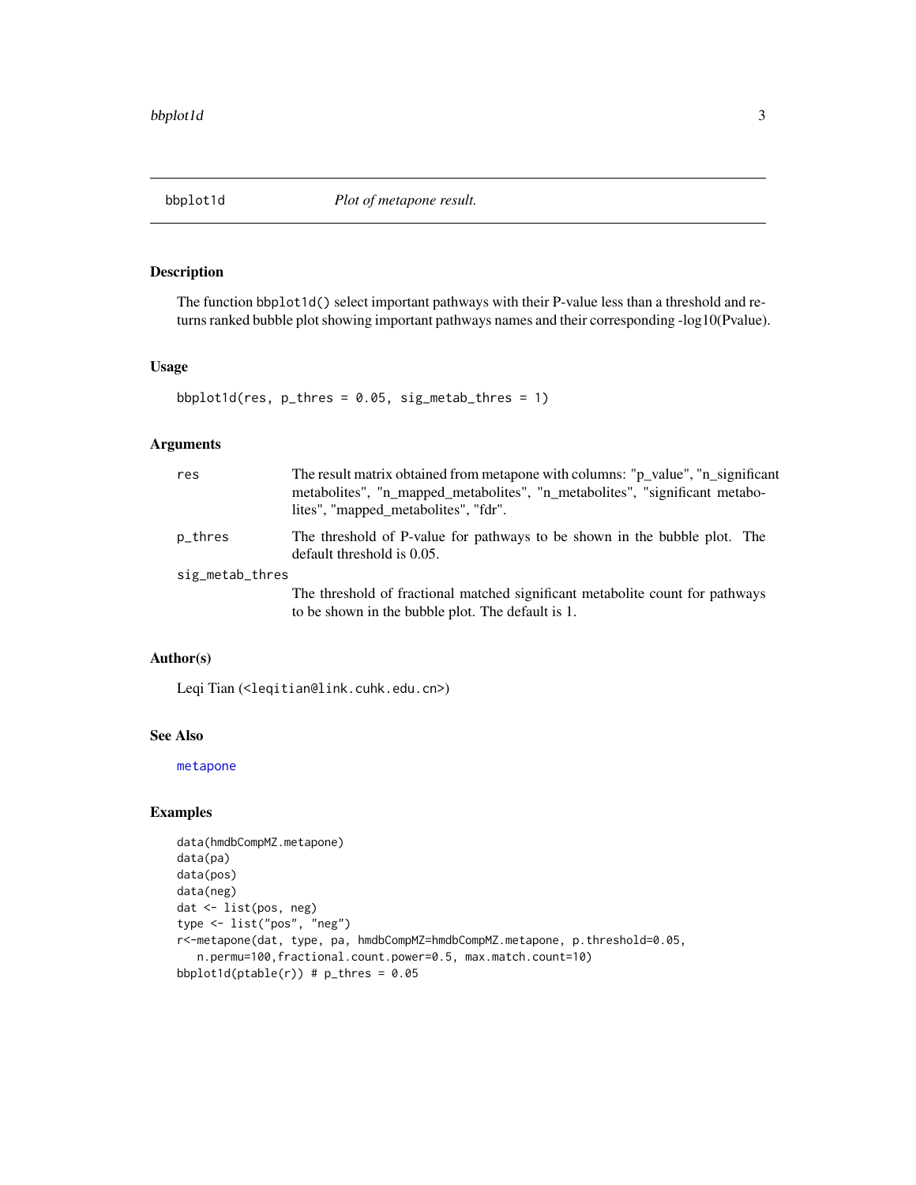# bbplot1d *Plot of metapone result.*

## Description

The function bbplot1d() select important pathways with their P-value less than a threshold and returns ranked bubble plot showing important pathways names and their corresponding -log10(Pvalue).

## Usage

```
bbplot1d(res, p_thres = 0.05, sig_metab_thres = 1)
```

## Arguments

| | |
|---|---|
| res | The result matrix obtained from metapone with columns: "p_value", "n_significant metabolites", "n_mapped_metabolites", "n_metabolites", "significant metabolites", "mapped_metabolites", "fdr". |
| p_thres | The threshold of P-value for pathways to be shown in the bubble plot. The default threshold is 0.05. |
| sig_metab_thres | The threshold of fractional matched significant metabolite count for pathways to be shown in the bubble plot. The default is 1. |

## Author(s)

Leqi Tian (<leqitian@link.cuhk.edu.cn>)

## See Also

metapone

## Examples

```
data(hmdbCompMZ.metapone)
data(pa)
data(pos)
data(neg)
dat <- list(pos, neg)
type <- list("pos", "neg")
r<-metapone(dat, type, pa, hmdbCompMZ=hmdbCompMZ.metapone, p.threshold=0.05,
   n.permu=100,fractional.count.power=0.5, max.match.count=10)
bbplot1d(ptable(r)) # p_thres = 0.05
```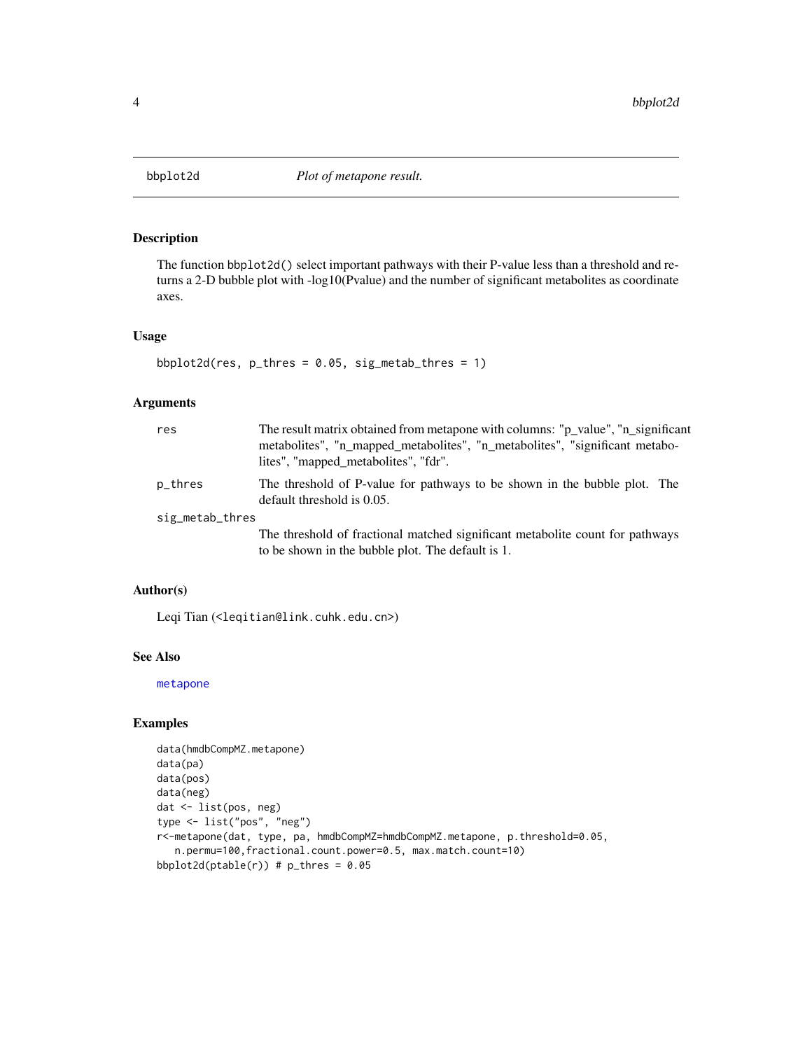# bbplot2d — *Plot of metapone result.*

## Description

The function bbplot2d() select important pathways with their P-value less than a threshold and returns a 2-D bubble plot with -log10(Pvalue) and the number of significant metabolites as coordinate axes.

## Usage

```
bbplot2d(res, p_thres = 0.05, sig_metab_thres = 1)
```

## Arguments

| | |
|---|---|
| res | The result matrix obtained from metapone with columns: "p_value", "n_significant metabolites", "n_mapped_metabolites", "n_metabolites", "significant metabolites", "mapped_metabolites", "fdr". |
| p_thres | The threshold of P-value for pathways to be shown in the bubble plot. The default threshold is 0.05. |
| sig_metab_thres | The threshold of fractional matched significant metabolite count for pathways to be shown in the bubble plot. The default is 1. |

## Author(s)

Leqi Tian (<leqitian@link.cuhk.edu.cn>)

## See Also

metapone

## Examples

```
data(hmdbCompMZ.metapone)
data(pa)
data(pos)
data(neg)
dat <- list(pos, neg)
type <- list("pos", "neg")
r<-metapone(dat, type, pa, hmdbCompMZ=hmdbCompMZ.metapone, p.threshold=0.05,
   n.permu=100,fractional.count.power=0.5, max.match.count=10)
bbplot2d(ptable(r)) # p_thres = 0.05
```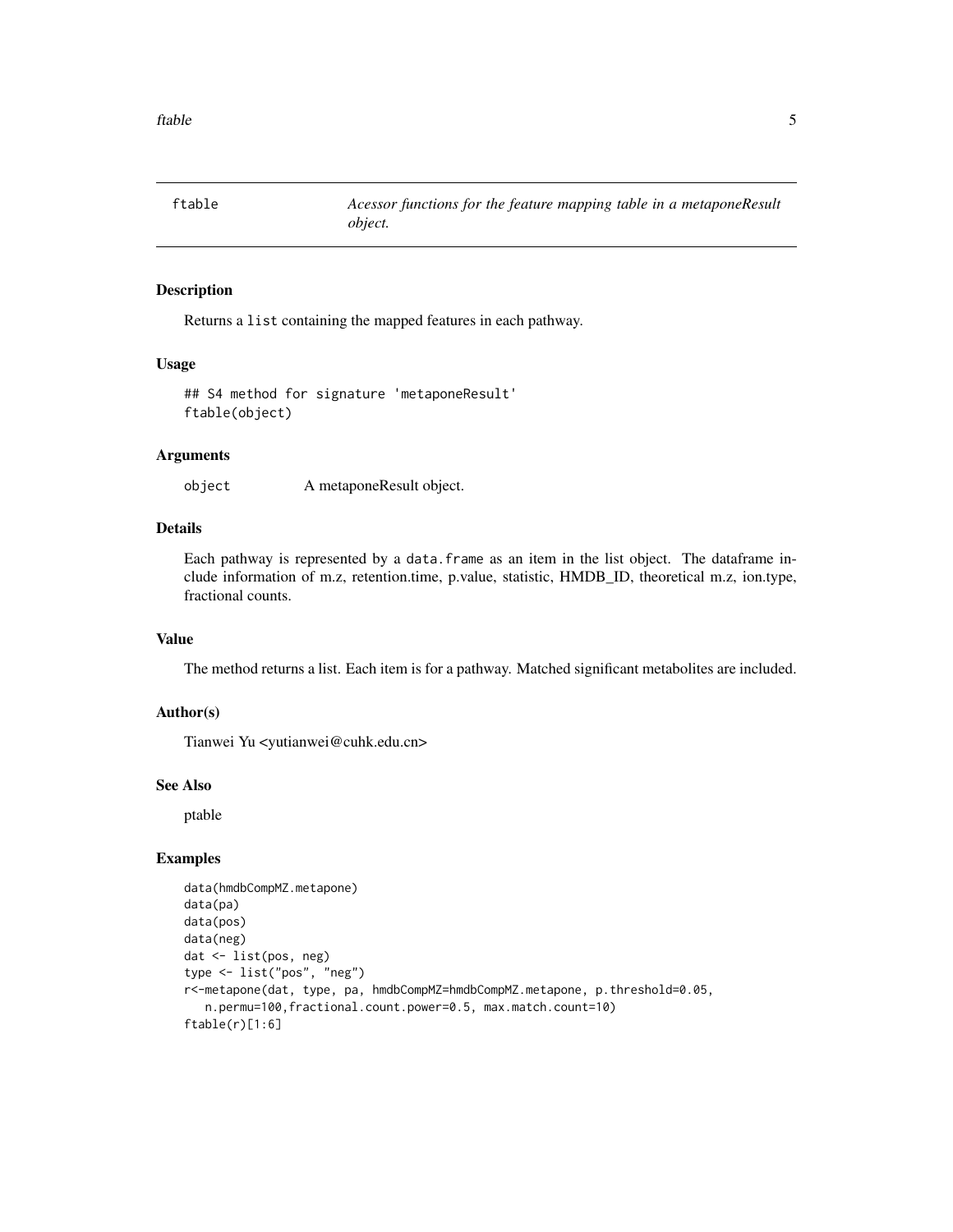# ftable — *Acessor functions for the feature mapping table in a metaponeResult object.*

## Description

Returns a `list` containing the mapped features in each pathway.

## Usage

```
## S4 method for signature 'metaponeResult'
ftable(object)
```

## Arguments

`object` A metaponeResult object.

## Details

Each pathway is represented by a `data.frame` as an item in the list object. The dataframe include information of m.z, retention.time, p.value, statistic, HMDB_ID, theoretical m.z, ion.type, fractional counts.

## Value

The method returns a list. Each item is for a pathway. Matched significant metabolites are included.

## Author(s)

Tianwei Yu <yutianwei@cuhk.edu.cn>

## See Also

ptable

## Examples

```
data(hmdbCompMZ.metapone)
data(pa)
data(pos)
data(neg)
dat <- list(pos, neg)
type <- list("pos", "neg")
r<-metapone(dat, type, pa, hmdbCompMZ=hmdbCompMZ.metapone, p.threshold=0.05,
   n.permu=100,fractional.count.power=0.5, max.match.count=10)
ftable(r)[1:6]
```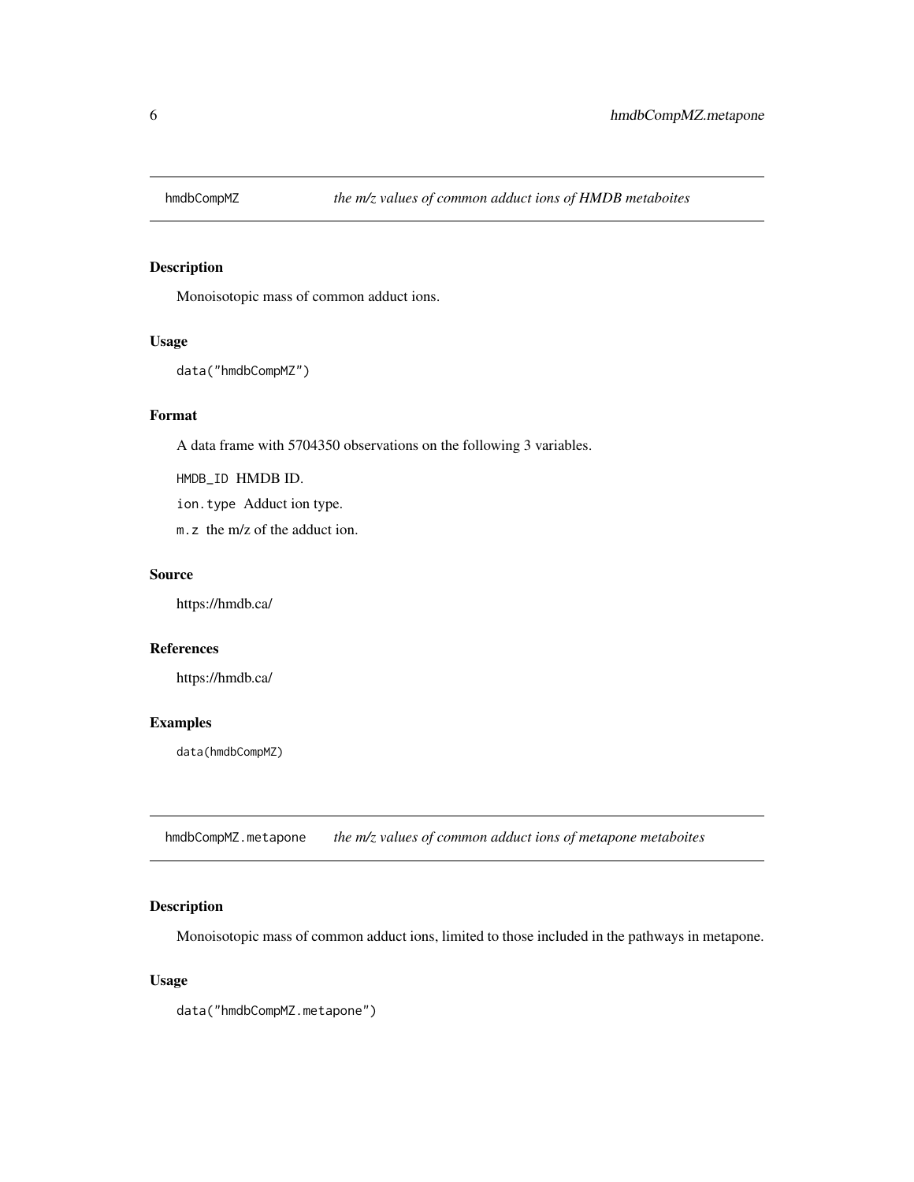## hmdbCompMZ *the m/z values of common adduct ions of HMDB metaboites*

### Description

Monoisotopic mass of common adduct ions.

### Usage

```
data("hmdbCompMZ")
```

### Format

A data frame with 5704350 observations on the following 3 variables.

`HMDB_ID` HMDB ID.

`ion.type` Adduct ion type.

`m.z` the m/z of the adduct ion.

### Source

https://hmdb.ca/

### References

https://hmdb.ca/

### Examples

```
data(hmdbCompMZ)
```

## hmdbCompMZ.metapone *the m/z values of common adduct ions of metapone metaboites*

### Description

Monoisotopic mass of common adduct ions, limited to those included in the pathways in metapone.

### Usage

```
data("hmdbCompMZ.metapone")
```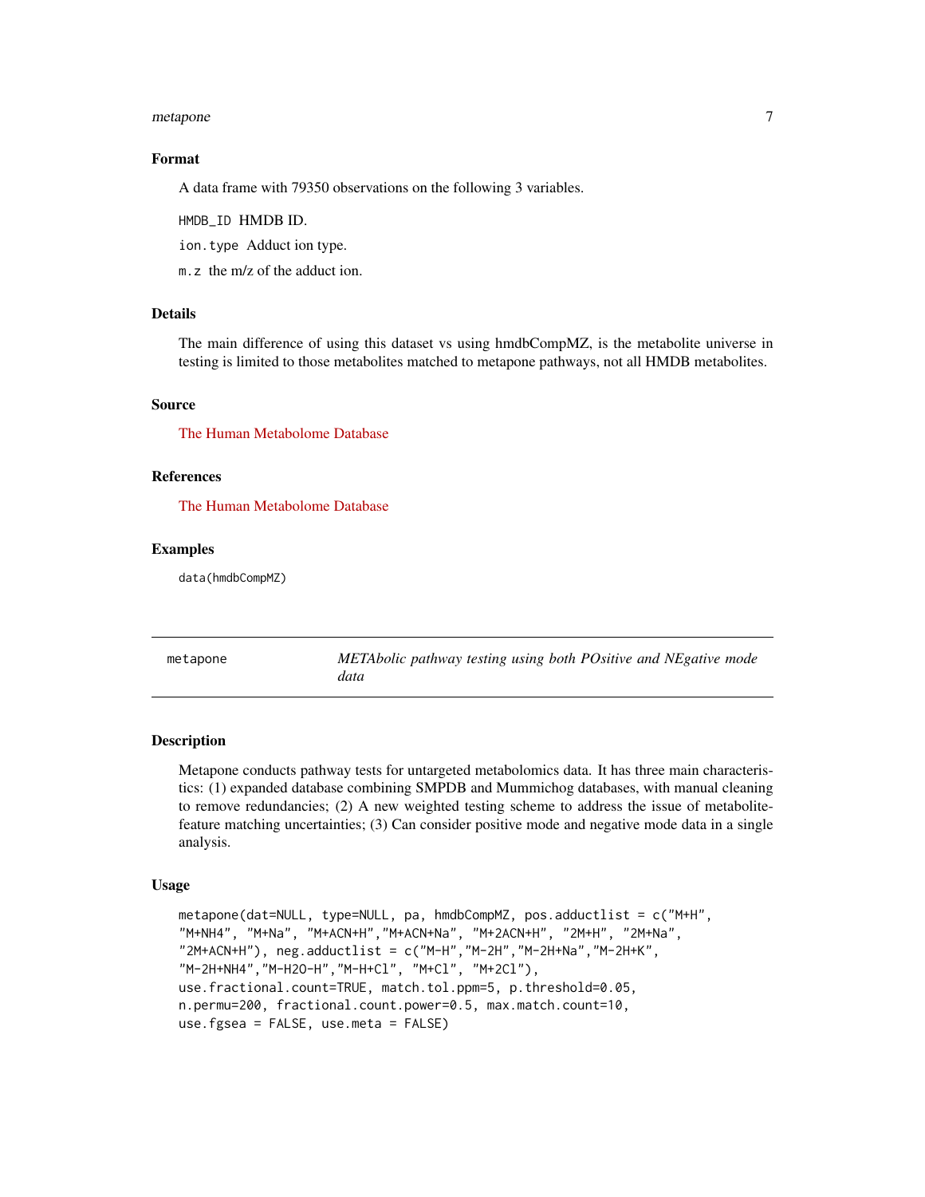### Format

A data frame with 79350 observations on the following 3 variables.

HMDB_ID HMDB ID.

ion.type Adduct ion type.

m.z the m/z of the adduct ion.

### Details

The main difference of using this dataset vs using hmdbCompMZ, is the metabolite universe in testing is limited to those metabolites matched to metapone pathways, not all HMDB metabolites.

### Source

The Human Metabolome Database

### References

The Human Metabolome Database

### Examples

```
data(hmdbCompMZ)
```

---

## metapone — *METAbolic pathway testing using both POsitive and NEgative mode data*

### Description

Metapone conducts pathway tests for untargeted metabolomics data. It has three main characteristics: (1) expanded database combining SMPDB and Mummichog databases, with manual cleaning to remove redundancies; (2) A new weighted testing scheme to address the issue of metabolite-feature matching uncertainties; (3) Can consider positive mode and negative mode data in a single analysis.

### Usage

```
metapone(dat=NULL, type=NULL, pa, hmdbCompMZ, pos.adductlist = c("M+H",
"M+NH4", "M+Na", "M+ACN+H","M+ACN+Na", "M+2ACN+H", "2M+H", "2M+Na",
"2M+ACN+H"), neg.adductlist = c("M-H","M-2H","M-2H+Na","M-2H+K",
"M-2H+NH4","M-H2O-H","M-H+Cl", "M+Cl", "M+2Cl"),
use.fractional.count=TRUE, match.tol.ppm=5, p.threshold=0.05,
n.permu=200, fractional.count.power=0.5, max.match.count=10,
use.fgsea = FALSE, use.meta = FALSE)
```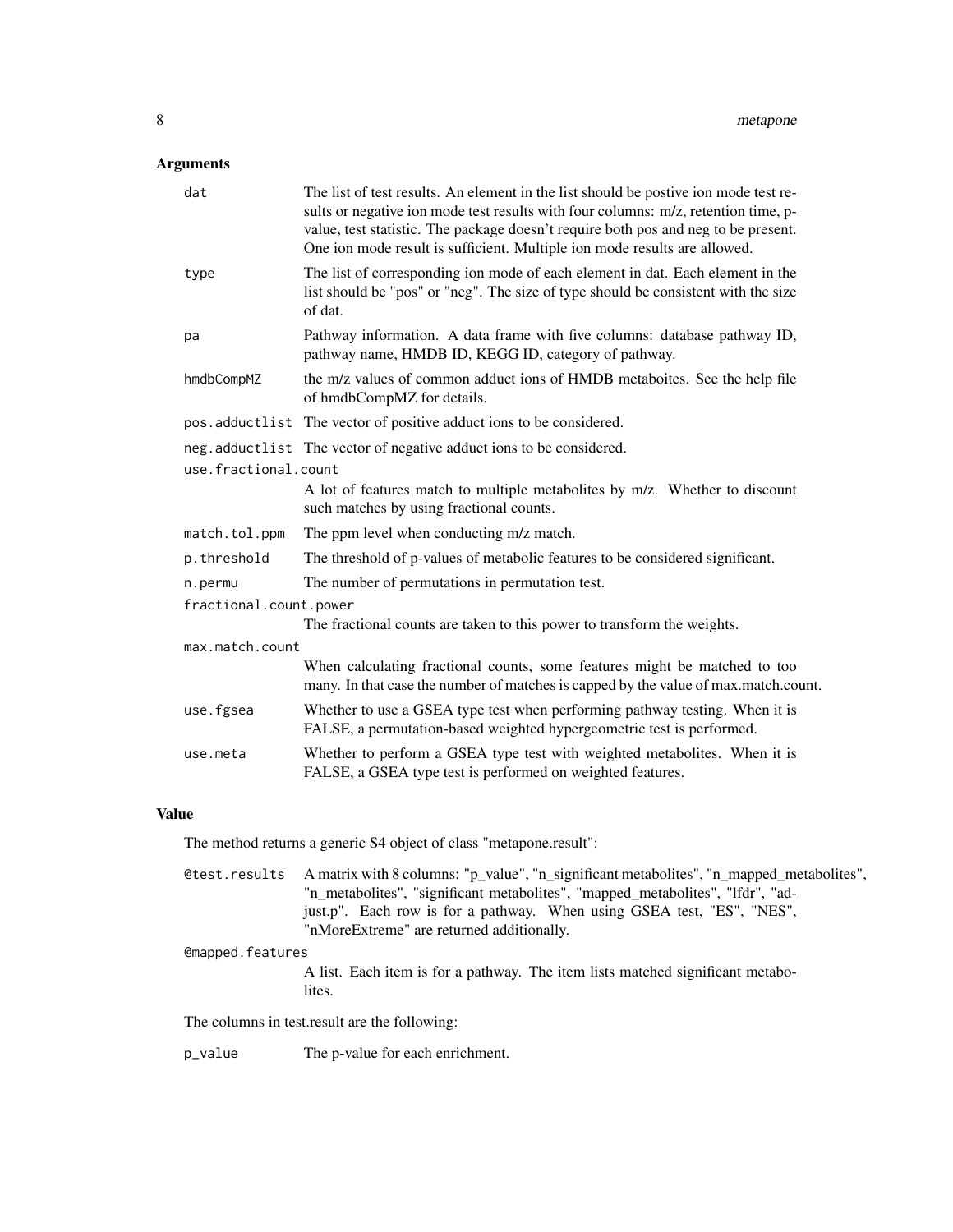## Arguments

| | |
|---|---|
| `dat` | The list of test results. An element in the list should be postive ion mode test results or negative ion mode test results with four columns: m/z, retention time, p-value, test statistic. The package doesn't require both pos and neg to be present. One ion mode result is sufficient. Multiple ion mode results are allowed. |
| `type` | The list of corresponding ion mode of each element in dat. Each element in the list should be "pos" or "neg". The size of type should be consistent with the size of dat. |
| `pa` | Pathway information. A data frame with five columns: database pathway ID, pathway name, HMDB ID, KEGG ID, category of pathway. |
| `hmdbCompMZ` | the m/z values of common adduct ions of HMDB metaboites. See the help file of hmdbCompMZ for details. |
| `pos.adductlist` | The vector of positive adduct ions to be considered. |
| `neg.adductlist` | The vector of negative adduct ions to be considered. |
| `use.fractional.count` | A lot of features match to multiple metabolites by m/z. Whether to discount such matches by using fractional counts. |
| `match.tol.ppm` | The ppm level when conducting m/z match. |
| `p.threshold` | The threshold of p-values of metabolic features to be considered significant. |
| `n.permu` | The number of permutations in permutation test. |
| `fractional.count.power` | The fractional counts are taken to this power to transform the weights. |
| `max.match.count` | When calculating fractional counts, some features might be matched to too many. In that case the number of matches is capped by the value of max.match.count. |
| `use.fgsea` | Whether to use a GSEA type test when performing pathway testing. When it is FALSE, a permutation-based weighted hypergeometric test is performed. |
| `use.meta` | Whether to perform a GSEA type test with weighted metabolites. When it is FALSE, a GSEA type test is performed on weighted features. |

## Value

The method returns a generic S4 object of class "metapone.result":

| | |
|---|---|
| `@test.results` | A matrix with 8 columns: "p_value", "n_significant metabolites", "n_mapped_metabolites", "n_metabolites", "significant metabolites", "mapped_metabolites", "lfdr", "adjust.p". Each row is for a pathway. When using GSEA test, "ES", "NES", "nMoreExtreme" are returned additionally. |
| `@mapped.features` | A list. Each item is for a pathway. The item lists matched significant metabolites. |

The columns in test.result are the following:

| | |
|---|---|
| `p_value` | The p-value for each enrichment. |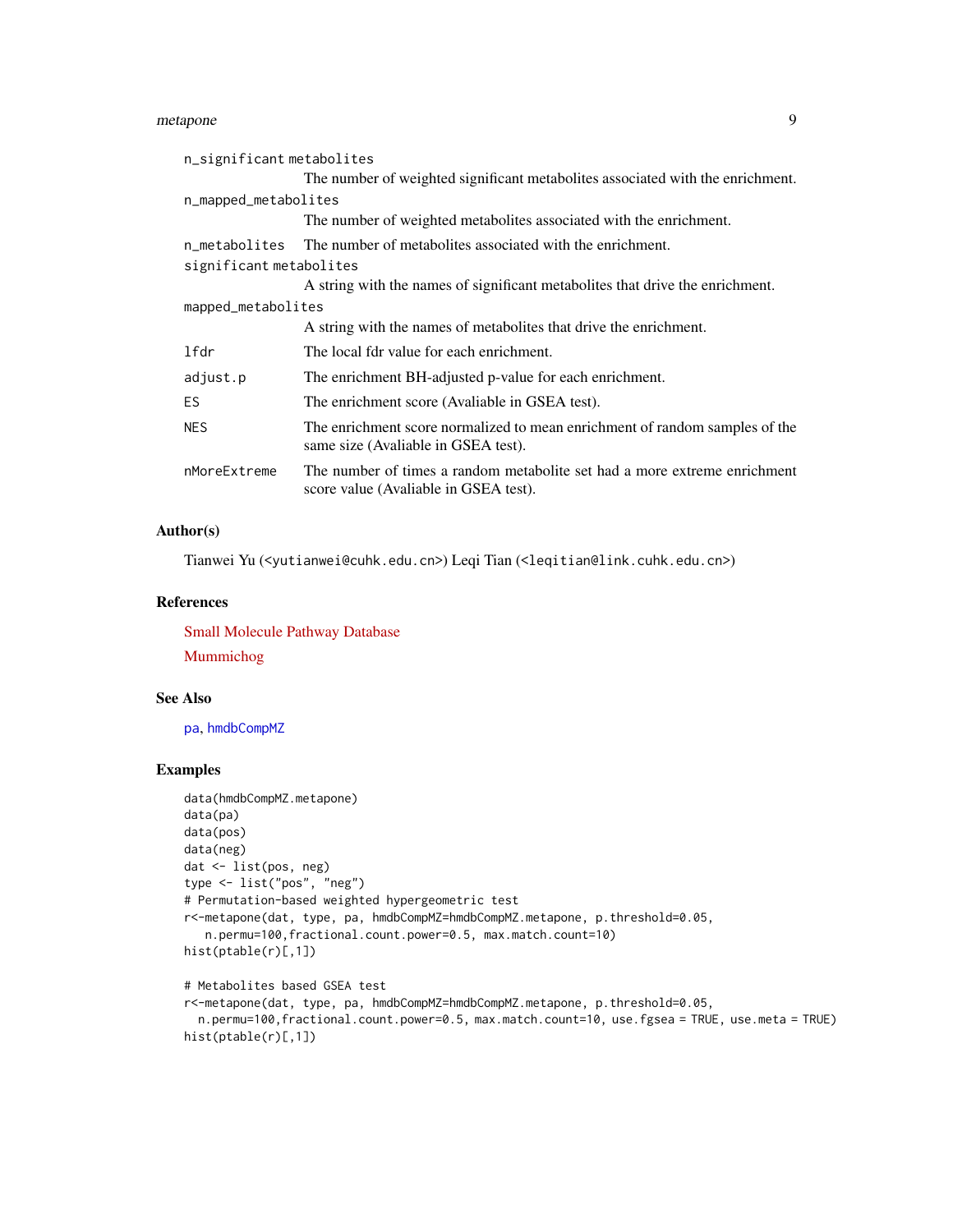n_significant metabolites
: The number of weighted significant metabolites associated with the enrichment.

n_mapped_metabolites
: The number of weighted metabolites associated with the enrichment.

n_metabolites
: The number of metabolites associated with the enrichment.

significant metabolites
: A string with the names of significant metabolites that drive the enrichment.

mapped_metabolites
: A string with the names of metabolites that drive the enrichment.

lfdr
: The local fdr value for each enrichment.

adjust.p
: The enrichment BH-adjusted p-value for each enrichment.

ES
: The enrichment score (Avaliable in GSEA test).

NES
: The enrichment score normalized to mean enrichment of random samples of the same size (Avaliable in GSEA test).

nMoreExtreme
: The number of times a random metabolite set had a more extreme enrichment score value (Avaliable in GSEA test).

## Author(s)

Tianwei Yu (<yutianwei@cuhk.edu.cn>) Leqi Tian (<leqitian@link.cuhk.edu.cn>)

## References

Small Molecule Pathway Database

Mummichog

## See Also

pa, hmdbCompMZ

## Examples

```
data(hmdbCompMZ.metapone)
data(pa)
data(pos)
data(neg)
dat <- list(pos, neg)
type <- list("pos", "neg")
# Permutation-based weighted hypergeometric test
r<-metapone(dat, type, pa, hmdbCompMZ=hmdbCompMZ.metapone, p.threshold=0.05,
   n.permu=100,fractional.count.power=0.5, max.match.count=10)
hist(ptable(r)[,1])

# Metabolites based GSEA test
r<-metapone(dat, type, pa, hmdbCompMZ=hmdbCompMZ.metapone, p.threshold=0.05,
  n.permu=100,fractional.count.power=0.5, max.match.count=10, use.fgsea = TRUE, use.meta = TRUE)
hist(ptable(r)[,1])
```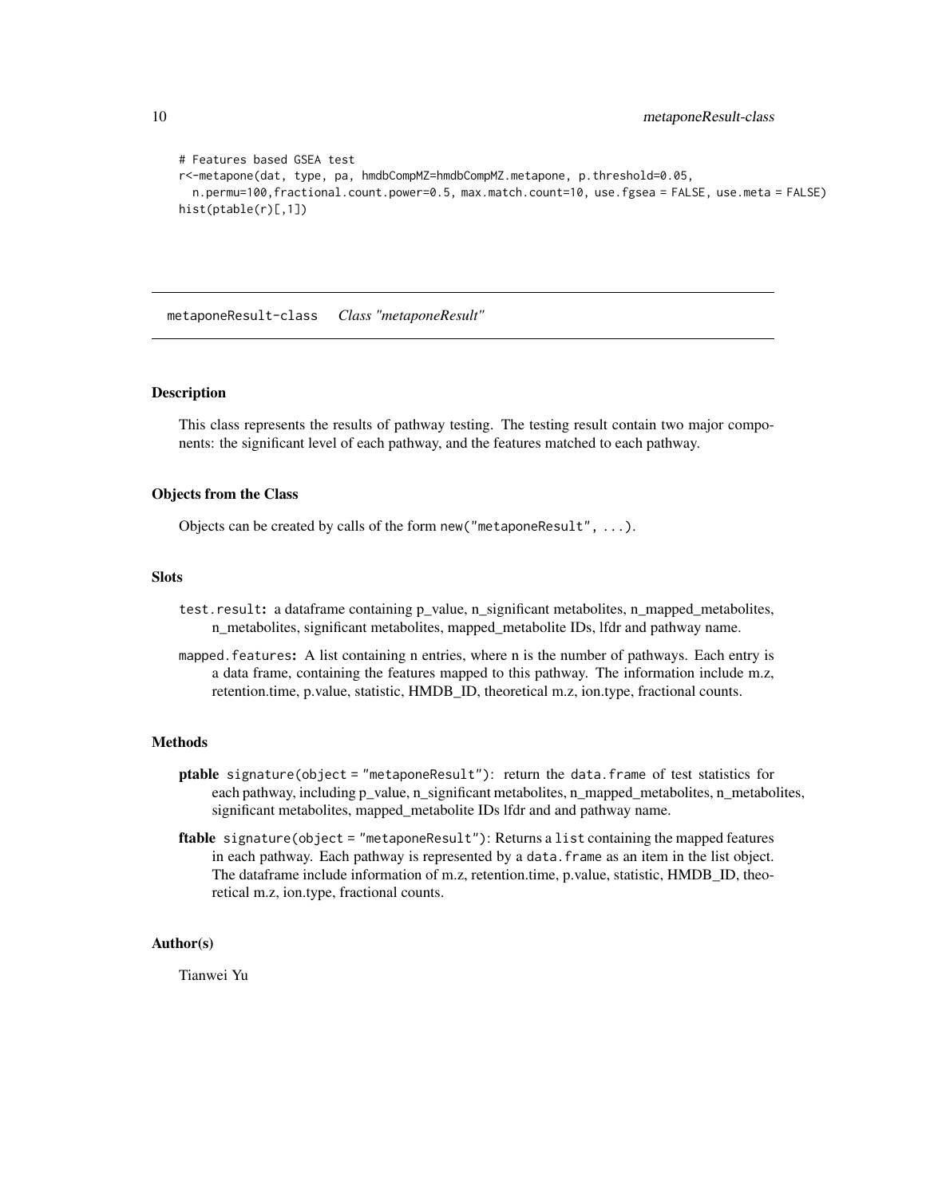```
# Features based GSEA test
r<-metapone(dat, type, pa, hmdbCompMZ=hmdbCompMZ.metapone, p.threshold=0.05,
  n.permu=100,fractional.count.power=0.5, max.match.count=10, use.fgsea = FALSE, use.meta = FALSE)
hist(ptable(r)[,1])
```

## metaponeResult-class    *Class "metaponeResult"*

### Description

This class represents the results of pathway testing. The testing result contain two major components: the significant level of each pathway, and the features matched to each pathway.

### Objects from the Class

Objects can be created by calls of the form `new("metaponeResult", ...)`.

### Slots

`test.result`**:** a dataframe containing p_value, n_significant metabolites, n_mapped_metabolites, n_metabolites, significant metabolites, mapped_metabolite IDs, lfdr and pathway name.

`mapped.features`**:** A list containing n entries, where n is the number of pathways. Each entry is a data frame, containing the features mapped to this pathway. The information include m.z, retention.time, p.value, statistic, HMDB_ID, theoretical m.z, ion.type, fractional counts.

### Methods

**ptable** `signature(object = "metaponeResult")`: return the `data.frame` of test statistics for each pathway, including p_value, n_significant metabolites, n_mapped_metabolites, n_metabolites, significant metabolites, mapped_metabolite IDs lfdr and and pathway name.

**ftable** `signature(object = "metaponeResult")`: Returns a `list` containing the mapped features in each pathway. Each pathway is represented by a `data.frame` as an item in the list object. The dataframe include information of m.z, retention.time, p.value, statistic, HMDB_ID, theoretical m.z, ion.type, fractional counts.

### Author(s)

Tianwei Yu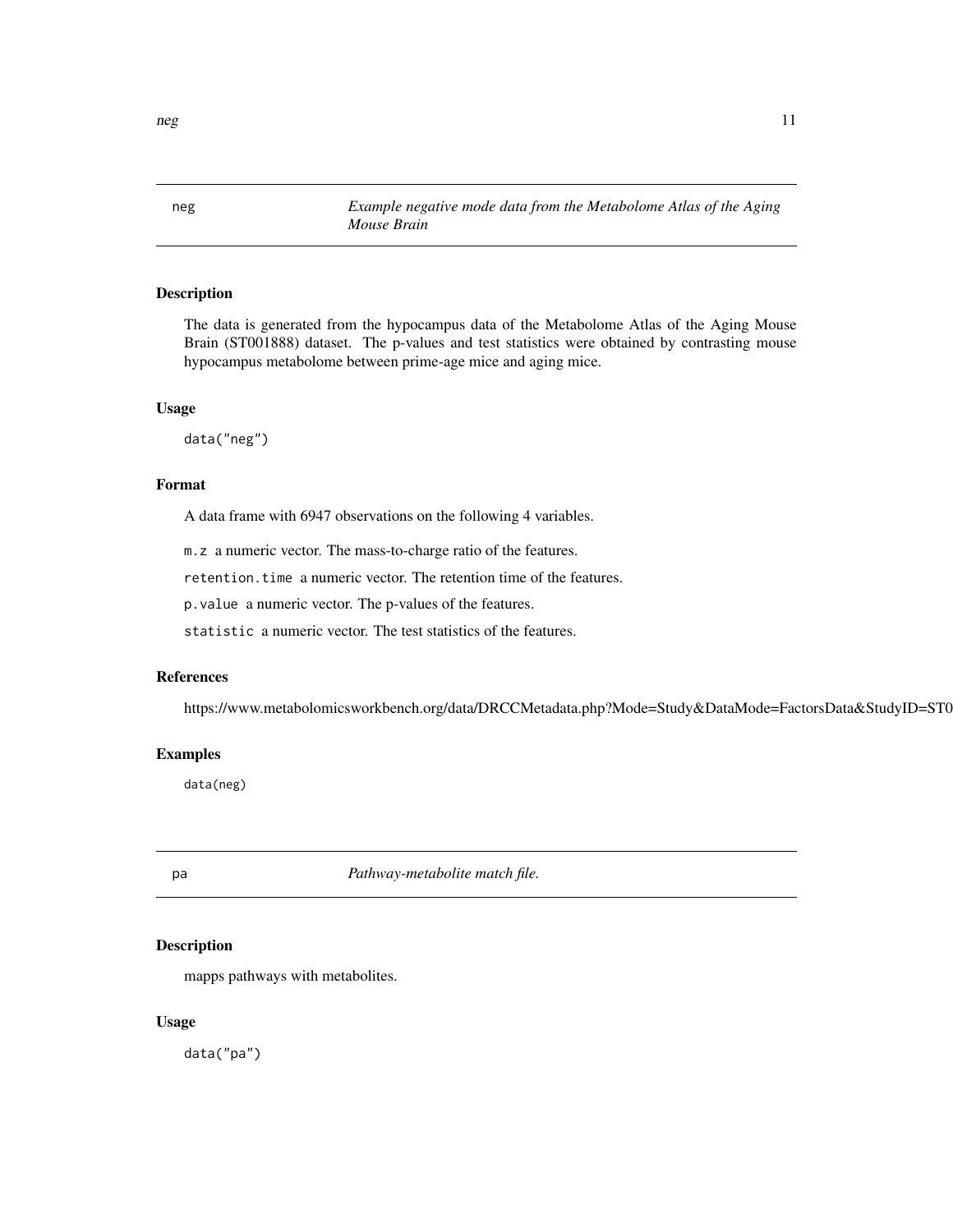## neg — *Example negative mode data from the Metabolome Atlas of the Aging Mouse Brain*

### Description

The data is generated from the hypocampus data of the Metabolome Atlas of the Aging Mouse Brain (ST001888) dataset. The p-values and test statistics were obtained by contrasting mouse hypocampus metabolome between prime-age mice and aging mice.

### Usage

```
data("neg")
```

### Format

A data frame with 6947 observations on the following 4 variables.

- `m.z` a numeric vector. The mass-to-charge ratio of the features.
- `retention.time` a numeric vector. The retention time of the features.
- `p.value` a numeric vector. The p-values of the features.
- `statistic` a numeric vector. The test statistics of the features.

### References

https://www.metabolomicsworkbench.org/data/DRCCMetadata.php?Mode=Study&DataMode=FactorsData&StudyID=ST0

### Examples

```
data(neg)
```

## pa — *Pathway-metabolite match file.*

### Description

mapps pathways with metabolites.

### Usage

```
data("pa")
```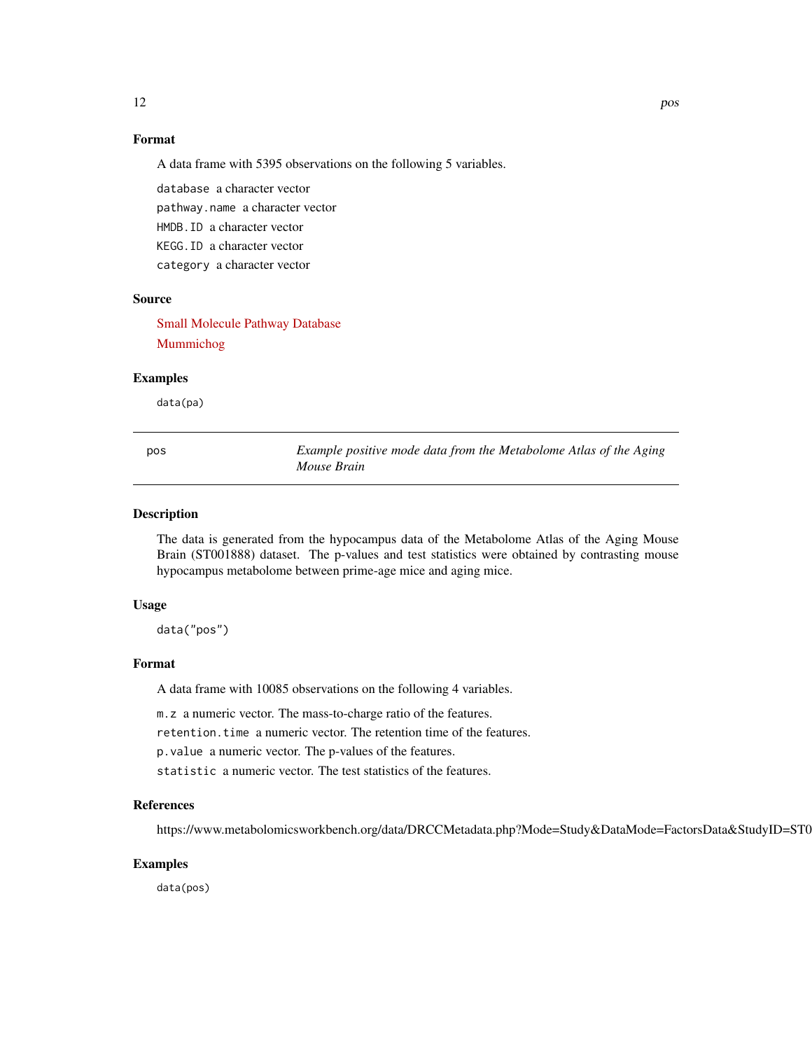## Format

A data frame with 5395 observations on the following 5 variables.

`database` a character vector

`pathway.name` a character vector

`HMDB.ID` a character vector

`KEGG.ID` a character vector

`category` a character vector

## Source

Small Molecule Pathway Database

Mummichog

## Examples

```
data(pa)
```

---

# pos — *Example positive mode data from the Metabolome Atlas of the Aging Mouse Brain*

---

## Description

The data is generated from the hypocampus data of the Metabolome Atlas of the Aging Mouse Brain (ST001888) dataset. The p-values and test statistics were obtained by contrasting mouse hypocampus metabolome between prime-age mice and aging mice.

## Usage

```
data("pos")
```

## Format

A data frame with 10085 observations on the following 4 variables.

`m.z` a numeric vector. The mass-to-charge ratio of the features.

`retention.time` a numeric vector. The retention time of the features.

`p.value` a numeric vector. The p-values of the features.

`statistic` a numeric vector. The test statistics of the features.

## References

https://www.metabolomicsworkbench.org/data/DRCCMetadata.php?Mode=Study&DataMode=FactorsData&StudyID=ST0

## Examples

```
data(pos)
```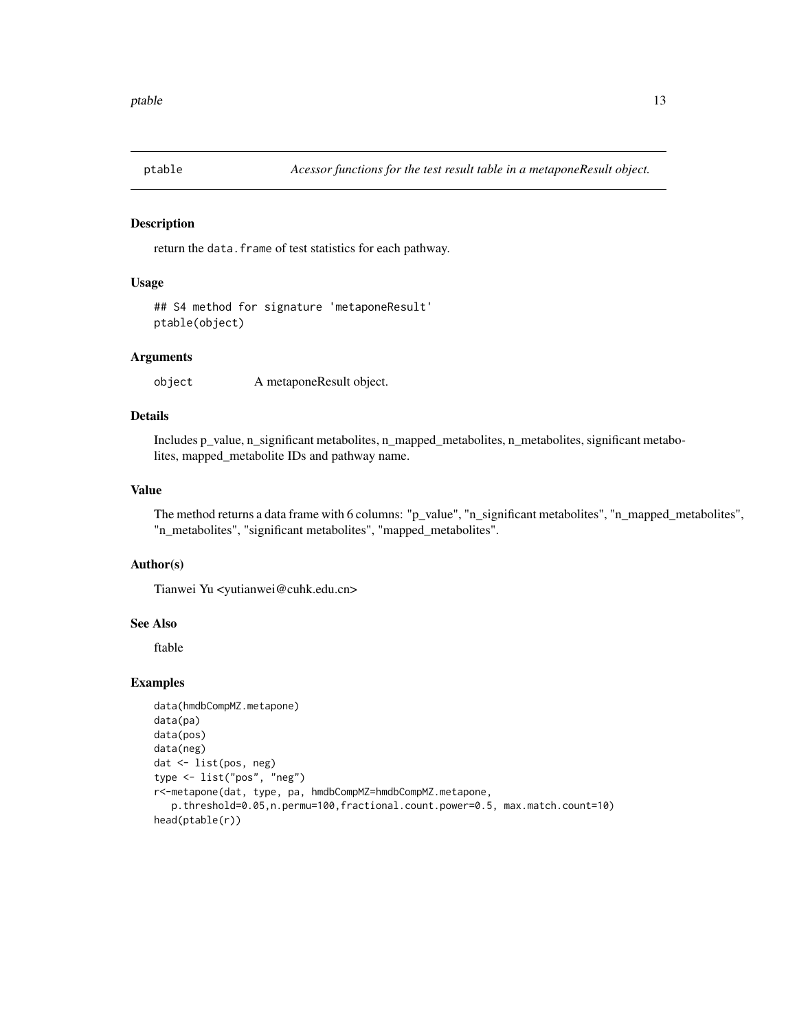# ptable — *Acessor functions for the test result table in a metaponeResult object.*

## Description

return the data.frame of test statistics for each pathway.

## Usage

```
## S4 method for signature 'metaponeResult'
ptable(object)
```

## Arguments

| | |
|---|---|
| object | A metaponeResult object. |

## Details

Includes p_value, n_significant metabolites, n_mapped_metabolites, n_metabolites, significant metabolites, mapped_metabolite IDs and pathway name.

## Value

The method returns a data frame with 6 columns: "p_value", "n_significant metabolites", "n_mapped_metabolites", "n_metabolites", "significant metabolites", "mapped_metabolites".

## Author(s)

Tianwei Yu <yutianwei@cuhk.edu.cn>

## See Also

ftable

## Examples

```
data(hmdbCompMZ.metapone)
data(pa)
data(pos)
data(neg)
dat <- list(pos, neg)
type <- list("pos", "neg")
r<-metapone(dat, type, pa, hmdbCompMZ=hmdbCompMZ.metapone,
   p.threshold=0.05,n.permu=100,fractional.count.power=0.5, max.match.count=10)
head(ptable(r))
```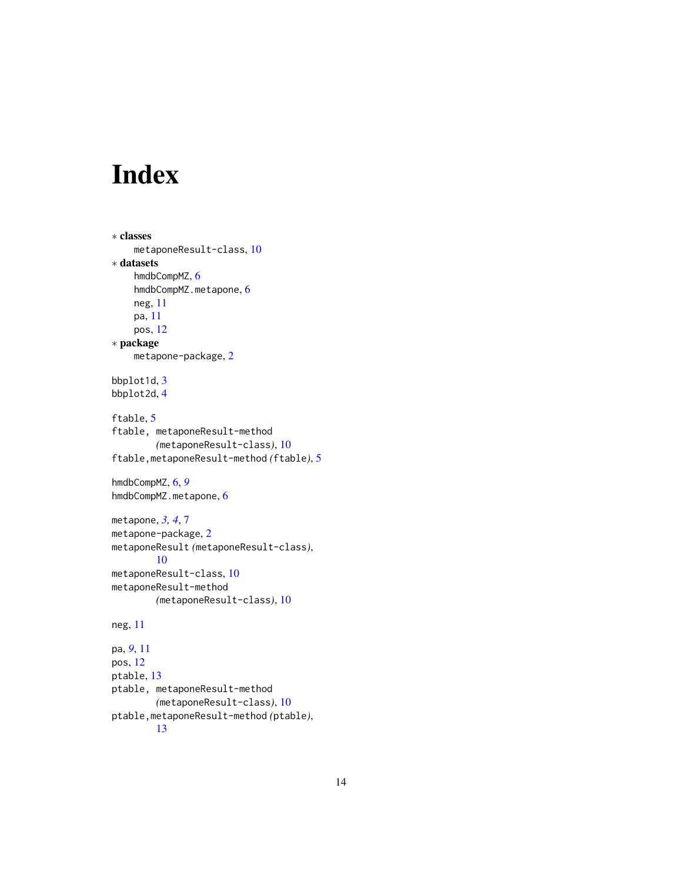# Index

∗ **classes**
  metaponeResult-class, 10

∗ **datasets**
  hmdbCompMZ, 6
  hmdbCompMZ.metapone, 6
  neg, 11
  pa, 11
  pos, 12

∗ **package**
  metapone-package, 2

bbplot1d, 3
bbplot2d, 4

ftable, 5
ftable, metaponeResult-method
    *(*metaponeResult-class*)*, 10
ftable,metaponeResult-method *(*ftable*)*, 5

hmdbCompMZ, 6, *9*
hmdbCompMZ.metapone, 6

metapone, *3, 4*, 7
metapone-package, 2
metaponeResult *(*metaponeResult-class*)*,
    10
metaponeResult-class, 10
metaponeResult-method
    *(*metaponeResult-class*)*, 10

neg, 11

pa, *9*, 11
pos, 12
ptable, 13
ptable, metaponeResult-method
    *(*metaponeResult-class*)*, 10
ptable,metaponeResult-method *(*ptable*)*,
    13